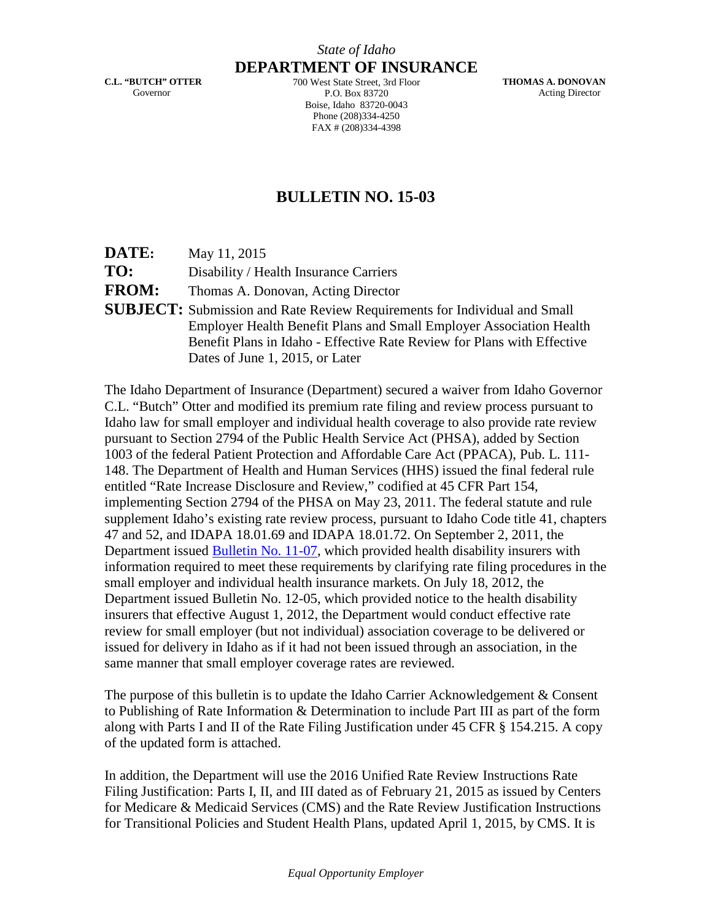*State of Idaho*

**DEPARTMENT OF INSURANCE**

**C.L. "BUTCH" OTTER**
Governor

700 West State Street, 3rd Floor
P.O. Box 83720
Boise, Idaho 83720-0043
Phone (208)334-4250
FAX # (208)334-4398

**THOMAS A. DONOVAN**
Acting Director

# BULLETIN NO. 15-03

**DATE:** May 11, 2015

**TO:** Disability / Health Insurance Carriers

**FROM:** Thomas A. Donovan, Acting Director

**SUBJECT:** Submission and Rate Review Requirements for Individual and Small Employer Health Benefit Plans and Small Employer Association Health Benefit Plans in Idaho - Effective Rate Review for Plans with Effective Dates of June 1, 2015, or Later

The Idaho Department of Insurance (Department) secured a waiver from Idaho Governor C.L. "Butch" Otter and modified its premium rate filing and review process pursuant to Idaho law for small employer and individual health coverage to also provide rate review pursuant to Section 2794 of the Public Health Service Act (PHSA), added by Section 1003 of the federal Patient Protection and Affordable Care Act (PPACA), Pub. L. 111-148. The Department of Health and Human Services (HHS) issued the final federal rule entitled "Rate Increase Disclosure and Review," codified at 45 CFR Part 154, implementing Section 2794 of the PHSA on May 23, 2011. The federal statute and rule supplement Idaho's existing rate review process, pursuant to Idaho Code title 41, chapters 47 and 52, and IDAPA 18.01.69 and IDAPA 18.01.72. On September 2, 2011, the Department issued Bulletin No. 11-07, which provided health disability insurers with information required to meet these requirements by clarifying rate filing procedures in the small employer and individual health insurance markets. On July 18, 2012, the Department issued Bulletin No. 12-05, which provided notice to the health disability insurers that effective August 1, 2012, the Department would conduct effective rate review for small employer (but not individual) association coverage to be delivered or issued for delivery in Idaho as if it had not been issued through an association, in the same manner that small employer coverage rates are reviewed.

The purpose of this bulletin is to update the Idaho Carrier Acknowledgement & Consent to Publishing of Rate Information & Determination to include Part III as part of the form along with Parts I and II of the Rate Filing Justification under 45 CFR § 154.215. A copy of the updated form is attached.

In addition, the Department will use the 2016 Unified Rate Review Instructions Rate Filing Justification: Parts I, II, and III dated as of February 21, 2015 as issued by Centers for Medicare & Medicaid Services (CMS) and the Rate Review Justification Instructions for Transitional Policies and Student Health Plans, updated April 1, 2015, by CMS. It is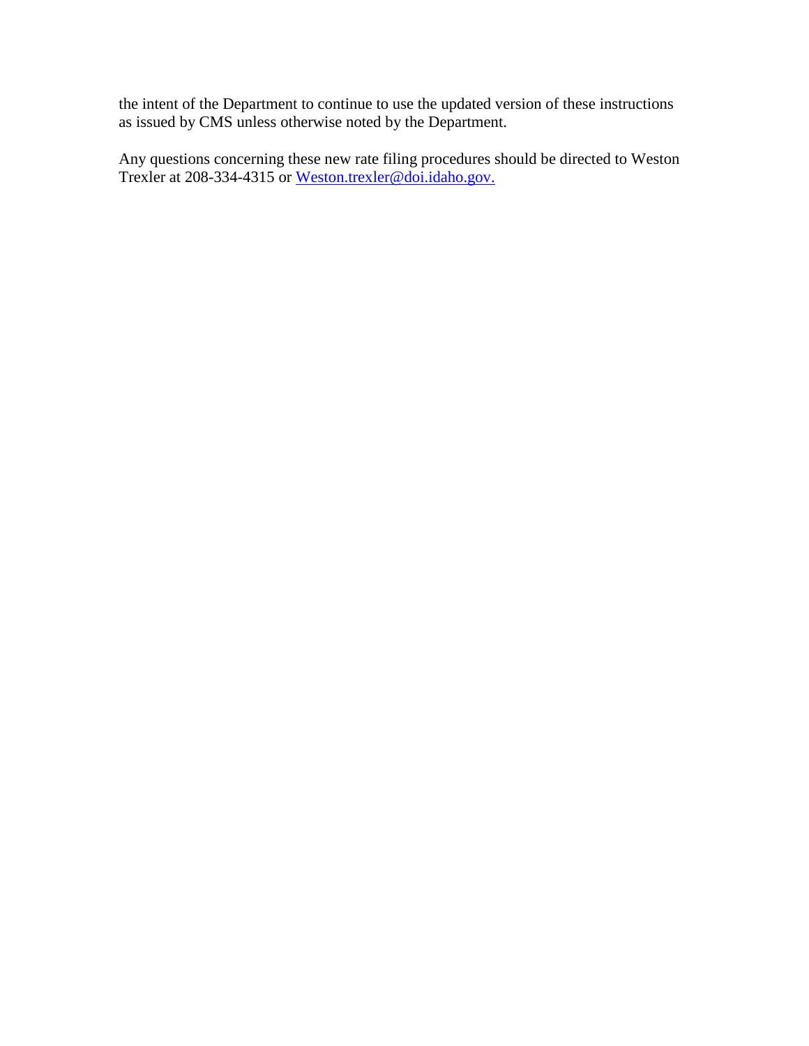the intent of the Department to continue to use the updated version of these instructions as issued by CMS unless otherwise noted by the Department.

Any questions concerning these new rate filing procedures should be directed to Weston Trexler at 208-334-4315 or Weston.trexler@doi.idaho.gov.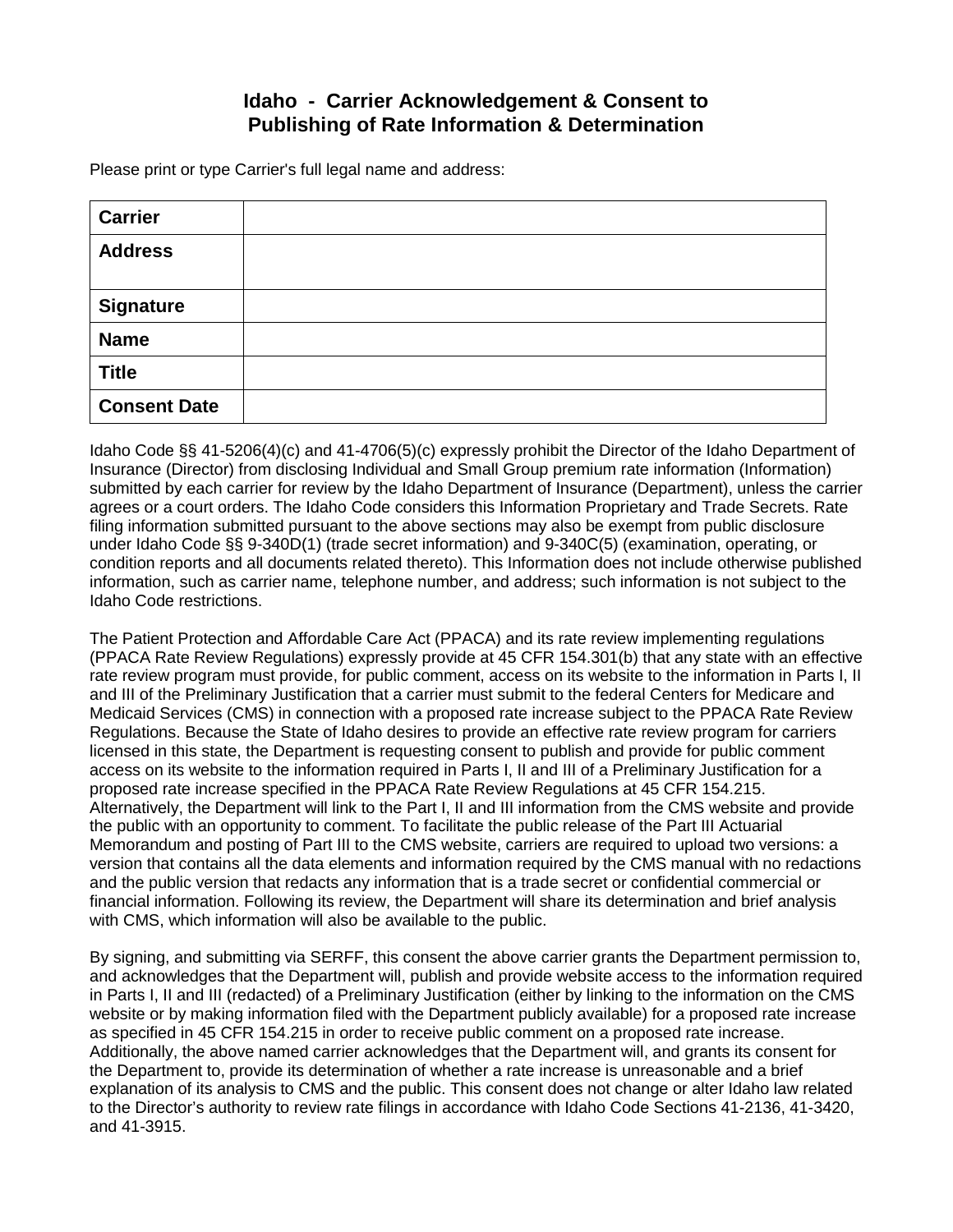# Idaho - Carrier Acknowledgement & Consent to Publishing of Rate Information & Determination

Please print or type Carrier's full legal name and address:

| | |
|---|---|
| **Carrier** | |
| **Address** | |
| **Signature** | |
| **Name** | |
| **Title** | |
| **Consent Date** | |

Idaho Code §§ 41-5206(4)(c) and 41-4706(5)(c) expressly prohibit the Director of the Idaho Department of Insurance (Director) from disclosing Individual and Small Group premium rate information (Information) submitted by each carrier for review by the Idaho Department of Insurance (Department), unless the carrier agrees or a court orders. The Idaho Code considers this Information Proprietary and Trade Secrets. Rate filing information submitted pursuant to the above sections may also be exempt from public disclosure under Idaho Code §§ 9-340D(1) (trade secret information) and 9-340C(5) (examination, operating, or condition reports and all documents related thereto). This Information does not include otherwise published information, such as carrier name, telephone number, and address; such information is not subject to the Idaho Code restrictions.

The Patient Protection and Affordable Care Act (PPACA) and its rate review implementing regulations (PPACA Rate Review Regulations) expressly provide at 45 CFR 154.301(b) that any state with an effective rate review program must provide, for public comment, access on its website to the information in Parts I, II and III of the Preliminary Justification that a carrier must submit to the federal Centers for Medicare and Medicaid Services (CMS) in connection with a proposed rate increase subject to the PPACA Rate Review Regulations. Because the State of Idaho desires to provide an effective rate review program for carriers licensed in this state, the Department is requesting consent to publish and provide for public comment access on its website to the information required in Parts I, II and III of a Preliminary Justification for a proposed rate increase specified in the PPACA Rate Review Regulations at 45 CFR 154.215. Alternatively, the Department will link to the Part I, II and III information from the CMS website and provide the public with an opportunity to comment. To facilitate the public release of the Part III Actuarial Memorandum and posting of Part III to the CMS website, carriers are required to upload two versions: a version that contains all the data elements and information required by the CMS manual with no redactions and the public version that redacts any information that is a trade secret or confidential commercial or financial information. Following its review, the Department will share its determination and brief analysis with CMS, which information will also be available to the public.

By signing, and submitting via SERFF, this consent the above carrier grants the Department permission to, and acknowledges that the Department will, publish and provide website access to the information required in Parts I, II and III (redacted) of a Preliminary Justification (either by linking to the information on the CMS website or by making information filed with the Department publicly available) for a proposed rate increase as specified in 45 CFR 154.215 in order to receive public comment on a proposed rate increase. Additionally, the above named carrier acknowledges that the Department will, and grants its consent for the Department to, provide its determination of whether a rate increase is unreasonable and a brief explanation of its analysis to CMS and the public. This consent does not change or alter Idaho law related to the Director's authority to review rate filings in accordance with Idaho Code Sections 41-2136, 41-3420, and 41-3915.